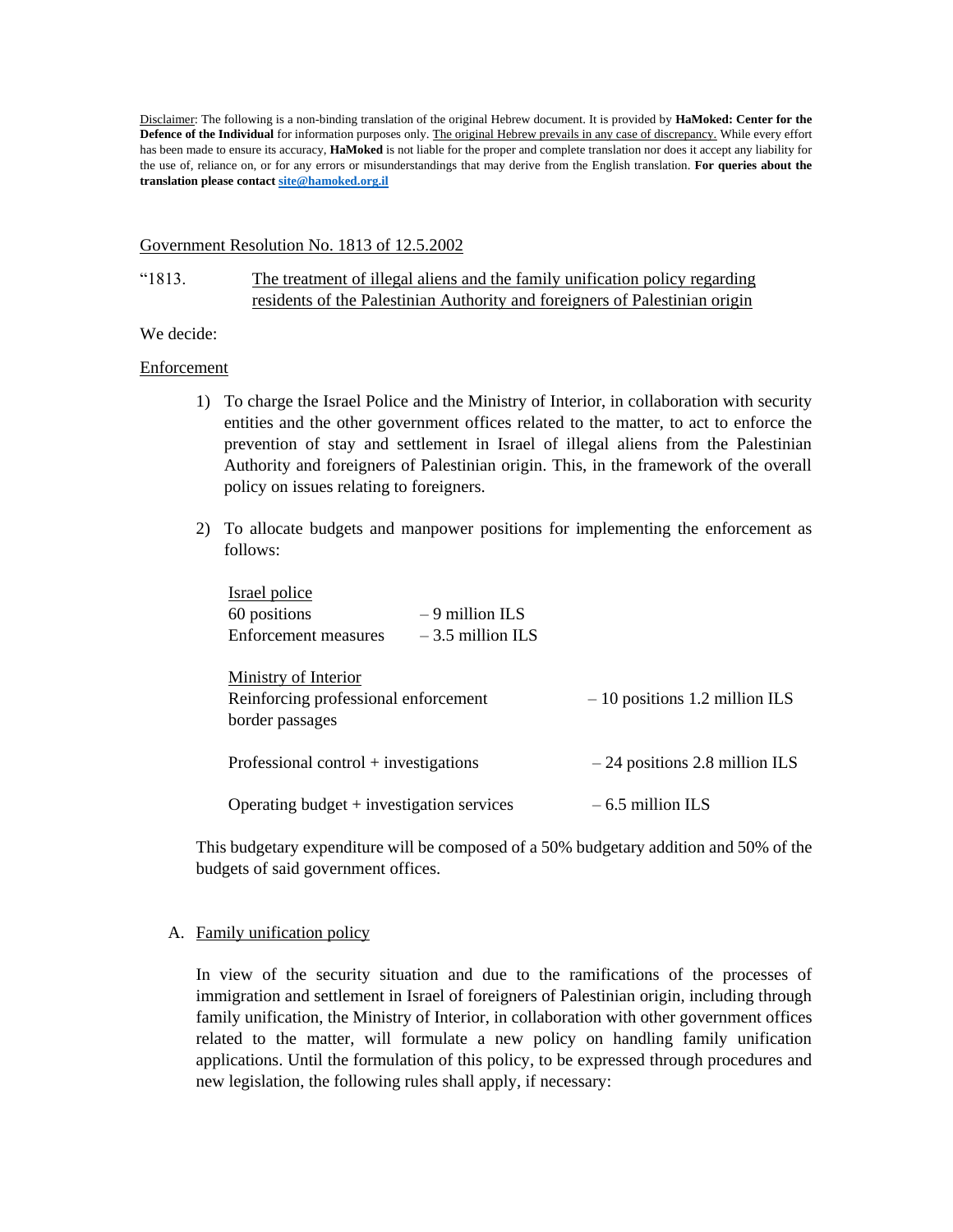<u>Disclaimer</u>: The following is a non-binding translation of the original Hebrew document. It is provided by **HaMoked: Center for the Defence of the Individual** for information purposes only. <u>The original Hebrew prevails in any case of discrepancy.</u> While every effort has been made to ensure its accuracy, **HaMoked** is not liable for the proper and complete translation nor does it accept any liability for the use of, reliance on, or for any errors or misunderstandings that may derive from the English translation. **For queries about the translation please contact [site@hamoked.org.il](mailto:site@hamoked.org.il)**

<u>Government Resolution No. 1813 of 12.5.2002</u>

"1813. <u>The treatment of illegal aliens and the family unification policy regarding residents of the Palestinian Authority and foreigners of Palestinian origin</u>

We decide:

<u>Enforcement</u>

1) To charge the Israel Police and the Ministry of Interior, in collaboration with security entities and the other government offices related to the matter, to act to enforce the prevention of stay and settlement in Israel of illegal aliens from the Palestinian Authority and foreigners of Palestinian origin. This, in the framework of the overall policy on issues relating to foreigners.

2) To allocate budgets and manpower positions for implementing the enforcement as follows:

   <u>Israel police</u>
   60 positions – 9 million ILS
   Enforcement measures – 3.5 million ILS

   <u>Ministry of Interior</u>
   Reinforcing professional enforcement border passages – 10 positions 1.2 million ILS

   Professional control + investigations – 24 positions 2.8 million ILS

   Operating budget + investigation services – 6.5 million ILS

   This budgetary expenditure will be composed of a 50% budgetary addition and 50% of the budgets of said government offices.

A. <u>Family unification policy</u>

   In view of the security situation and due to the ramifications of the processes of immigration and settlement in Israel of foreigners of Palestinian origin, including through family unification, the Ministry of Interior, in collaboration with other government offices related to the matter, will formulate a new policy on handling family unification applications. Until the formulation of this policy, to be expressed through procedures and new legislation, the following rules shall apply, if necessary: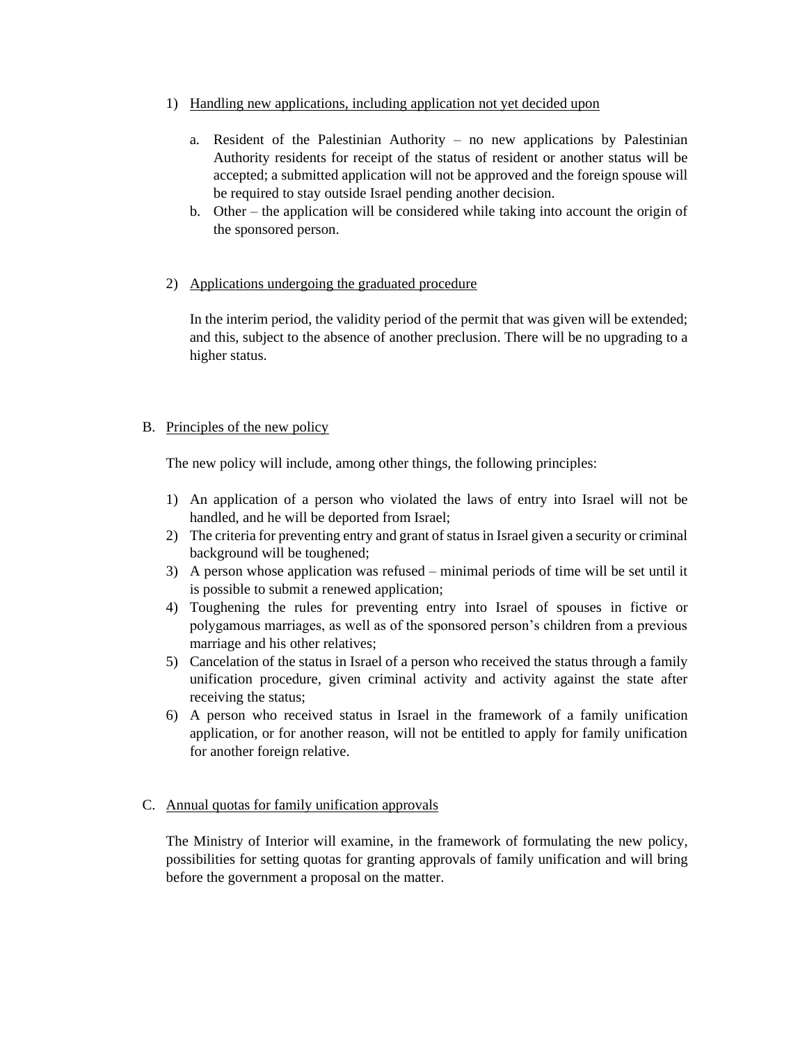1) <u>Handling new applications, including application not yet decided upon</u>

   a. Resident of the Palestinian Authority – no new applications by Palestinian Authority residents for receipt of the status of resident or another status will be accepted; a submitted application will not be approved and the foreign spouse will be required to stay outside Israel pending another decision.
   b. Other – the application will be considered while taking into account the origin of the sponsored person.

2) <u>Applications undergoing the graduated procedure</u>

   In the interim period, the validity period of the permit that was given will be extended; and this, subject to the absence of another preclusion. There will be no upgrading to a higher status.

B. <u>Principles of the new policy</u>

The new policy will include, among other things, the following principles:

1) An application of a person who violated the laws of entry into Israel will not be handled, and he will be deported from Israel;
2) The criteria for preventing entry and grant of status in Israel given a security or criminal background will be toughened;
3) A person whose application was refused – minimal periods of time will be set until it is possible to submit a renewed application;
4) Toughening the rules for preventing entry into Israel of spouses in fictive or polygamous marriages, as well as of the sponsored person's children from a previous marriage and his other relatives;
5) Cancelation of the status in Israel of a person who received the status through a family unification procedure, given criminal activity and activity against the state after receiving the status;
6) A person who received status in Israel in the framework of a family unification application, or for another reason, will not be entitled to apply for family unification for another foreign relative.

C. <u>Annual quotas for family unification approvals</u>

The Ministry of Interior will examine, in the framework of formulating the new policy, possibilities for setting quotas for granting approvals of family unification and will bring before the government a proposal on the matter.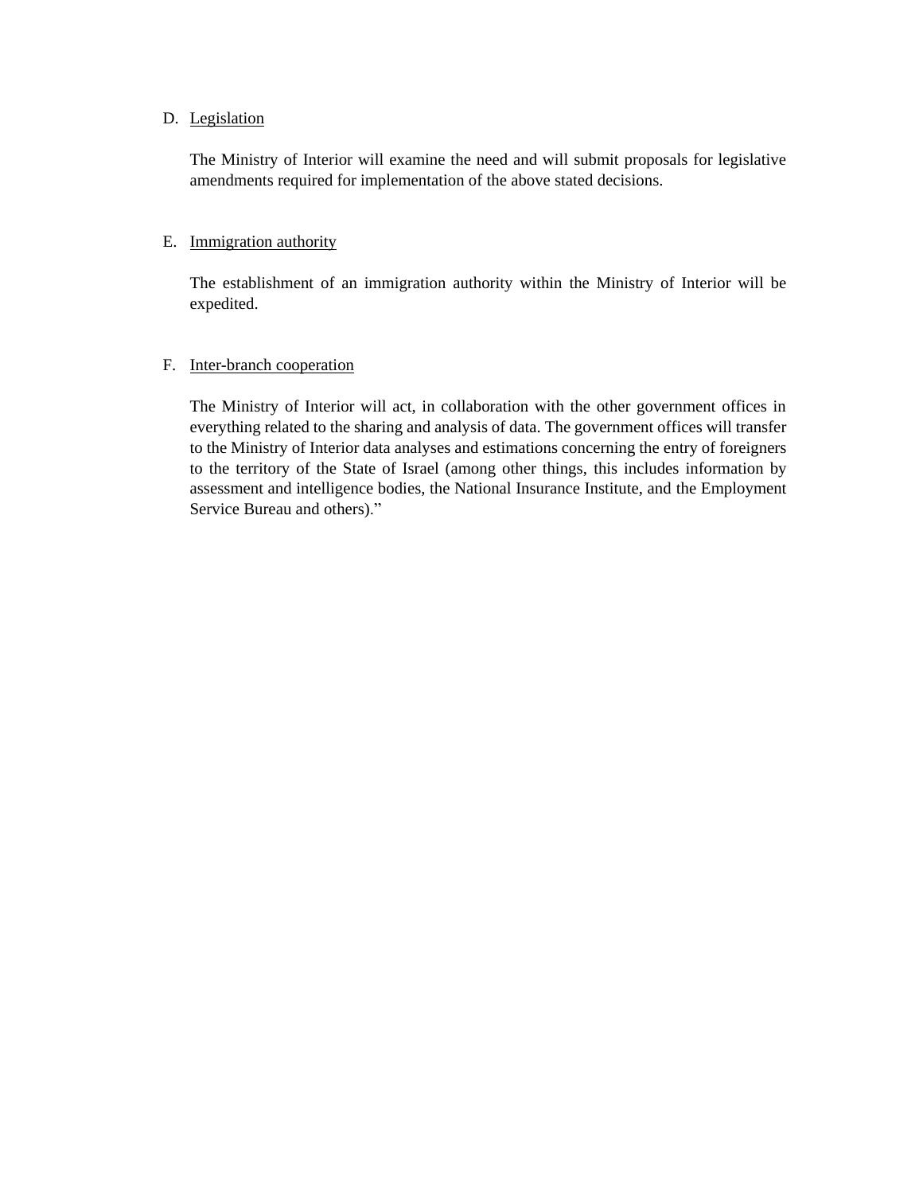D. <u>Legislation</u>

The Ministry of Interior will examine the need and will submit proposals for legislative amendments required for implementation of the above stated decisions.

E. <u>Immigration authority</u>

The establishment of an immigration authority within the Ministry of Interior will be expedited.

F. <u>Inter-branch cooperation</u>

The Ministry of Interior will act, in collaboration with the other government offices in everything related to the sharing and analysis of data. The government offices will transfer to the Ministry of Interior data analyses and estimations concerning the entry of foreigners to the territory of the State of Israel (among other things, this includes information by assessment and intelligence bodies, the National Insurance Institute, and the Employment Service Bureau and others)."